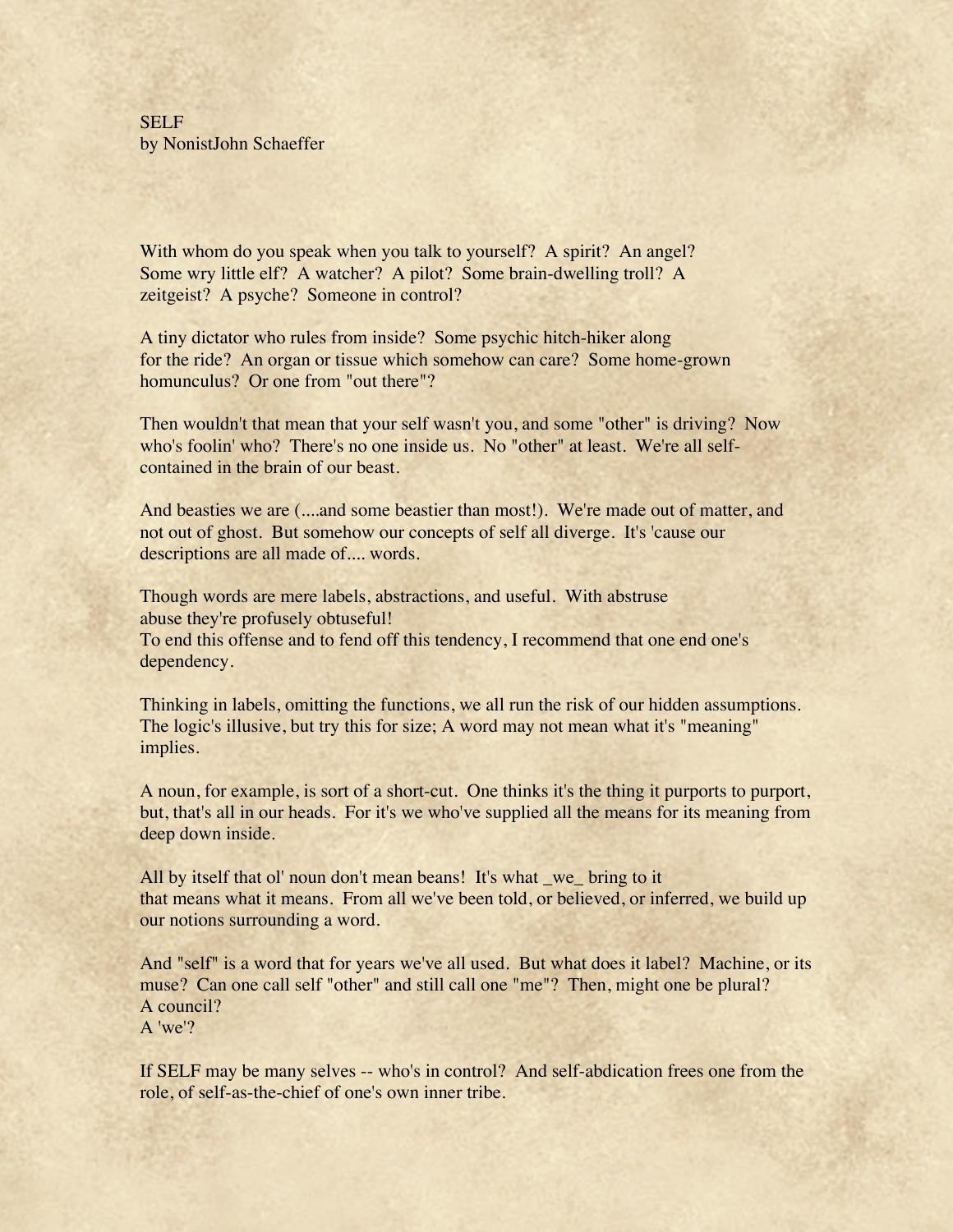SELF
by NonistJohn Schaeffer

With whom do you speak when you talk to yourself? A spirit? An angel? Some wry little elf? A watcher? A pilot? Some brain-dwelling troll? A zeitgeist? A psyche? Someone in control?

A tiny dictator who rules from inside? Some psychic hitch-hiker along for the ride? An organ or tissue which somehow can care? Some home-grown homunculus? Or one from "out there"?

Then wouldn't that mean that your self wasn't you, and some "other" is driving? Now who's foolin' who? There's no one inside us. No "other" at least. We're all self-contained in the brain of our beast.

And beasties we are (....and some beastier than most!). We're made out of matter, and not out of ghost. But somehow our concepts of self all diverge. It's 'cause our descriptions are all made of.... words.

Though words are mere labels, abstractions, and useful. With abstruse abuse they're profusely obtuseful!
To end this offense and to fend off this tendency, I recommend that one end one's dependency.

Thinking in labels, omitting the functions, we all run the risk of our hidden assumptions. The logic's illusive, but try this for size; A word may not mean what it's "meaning" implies.

A noun, for example, is sort of a short-cut. One thinks it's the thing it purports to purport, but, that's all in our heads. For it's we who've supplied all the means for its meaning from deep down inside.

All by itself that ol' noun don't mean beans! It's what _we_ bring to it that means what it means. From all we've been told, or believed, or inferred, we build up our notions surrounding a word.

And "self" is a word that for years we've all used. But what does it label? Machine, or its muse? Can one call self "other" and still call one "me"? Then, might one be plural?
A council?
A 'we'?

If SELF may be many selves -- who's in control? And self-abdication frees one from the role, of self-as-the-chief of one's own inner tribe.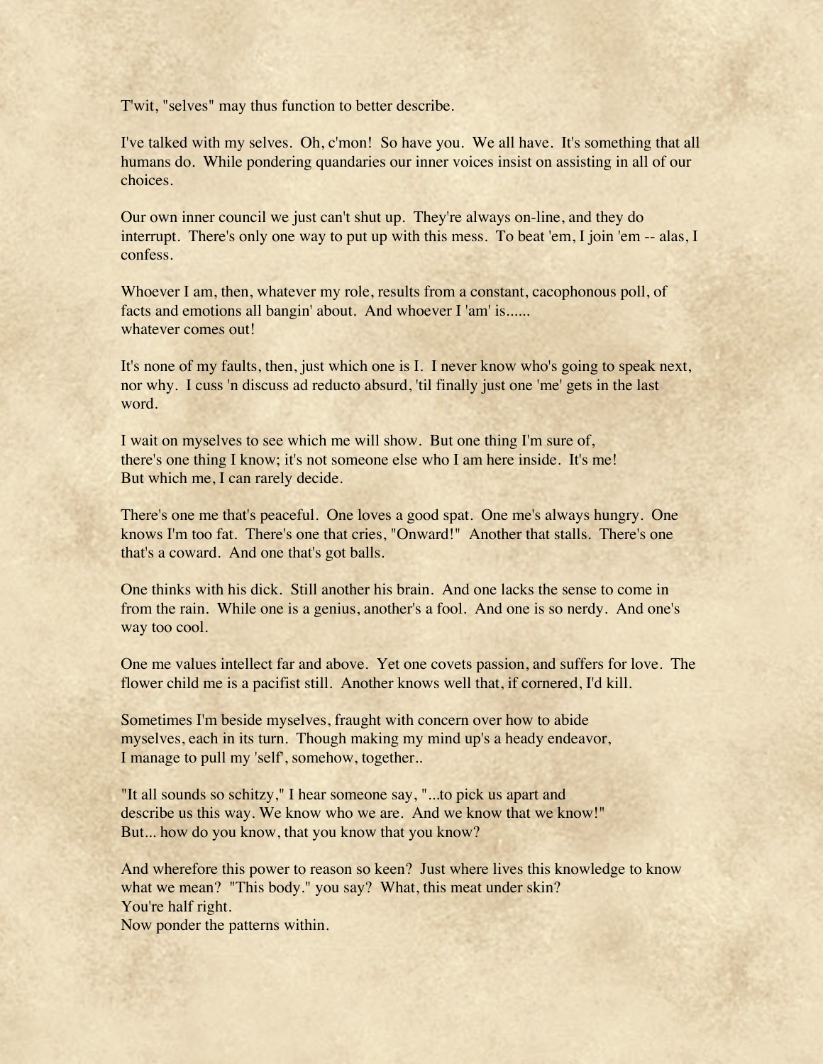T'wit, "selves" may thus function to better describe.

I've talked with my selves. Oh, c'mon! So have you. We all have. It's something that all humans do. While pondering quandaries our inner voices insist on assisting in all of our choices.

Our own inner council we just can't shut up. They're always on-line, and they do interrupt. There's only one way to put up with this mess. To beat 'em, I join 'em -- alas, I confess.

Whoever I am, then, whatever my role, results from a constant, cacophonous poll, of facts and emotions all bangin' about. And whoever I 'am' is......
whatever comes out!

It's none of my faults, then, just which one is I. I never know who's going to speak next, nor why. I cuss 'n discuss ad reducto absurd, 'til finally just one 'me' gets in the last word.

I wait on myselves to see which me will show. But one thing I'm sure of,
there's one thing I know; it's not someone else who I am here inside. It's me!
But which me, I can rarely decide.

There's one me that's peaceful. One loves a good spat. One me's always hungry. One knows I'm too fat. There's one that cries, "Onward!" Another that stalls. There's one that's a coward. And one that's got balls.

One thinks with his dick. Still another his brain. And one lacks the sense to come in from the rain. While one is a genius, another's a fool. And one is so nerdy. And one's way too cool.

One me values intellect far and above. Yet one covets passion, and suffers for love. The flower child me is a pacifist still. Another knows well that, if cornered, I'd kill.

Sometimes I'm beside myselves, fraught with concern over how to abide
myselves, each in its turn. Though making my mind up's a heady endeavor,
I manage to pull my 'self', somehow, together..

"It all sounds so schitzy," I hear someone say, "...to pick us apart and
describe us this way. We know who we are. And we know that we know!"
But... how do you know, that you know that you know?

And wherefore this power to reason so keen? Just where lives this knowledge to know what we mean? "This body." you say? What, this meat under skin?
You're half right.
Now ponder the patterns within.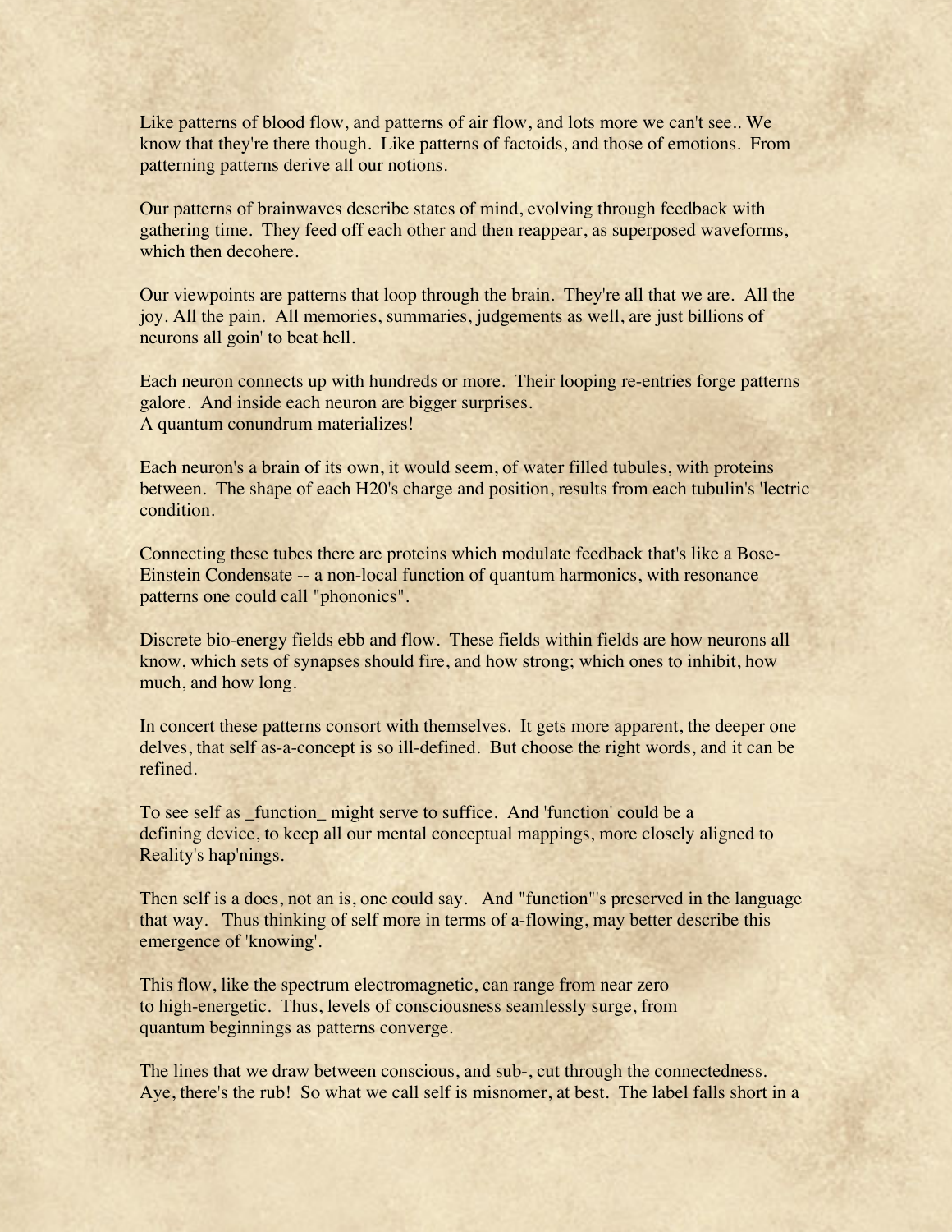Like patterns of blood flow, and patterns of air flow, and lots more we can't see.. We know that they're there though. Like patterns of factoids, and those of emotions. From patterning patterns derive all our notions.

Our patterns of brainwaves describe states of mind, evolving through feedback with gathering time. They feed off each other and then reappear, as superposed waveforms, which then decohere.

Our viewpoints are patterns that loop through the brain. They're all that we are. All the joy. All the pain. All memories, summaries, judgements as well, are just billions of neurons all goin' to beat hell.

Each neuron connects up with hundreds or more. Their looping re-entries forge patterns galore. And inside each neuron are bigger surprises.
A quantum conundrum materializes!

Each neuron's a brain of its own, it would seem, of water filled tubules, with proteins between. The shape of each H20's charge and position, results from each tubulin's 'lectric condition.

Connecting these tubes there are proteins which modulate feedback that's like a Bose-Einstein Condensate -- a non-local function of quantum harmonics, with resonance patterns one could call "phononics".

Discrete bio-energy fields ebb and flow. These fields within fields are how neurons all know, which sets of synapses should fire, and how strong; which ones to inhibit, how much, and how long.

In concert these patterns consort with themselves. It gets more apparent, the deeper one delves, that self as-a-concept is so ill-defined. But choose the right words, and it can be refined.

To see self as _function_ might serve to suffice. And 'function' could be a defining device, to keep all our mental conceptual mappings, more closely aligned to Reality's hap'nings.

Then self is a does, not an is, one could say. And "function"'s preserved in the language that way. Thus thinking of self more in terms of a-flowing, may better describe this emergence of 'knowing'.

This flow, like the spectrum electromagnetic, can range from near zero to high-energetic. Thus, levels of consciousness seamlessly surge, from quantum beginnings as patterns converge.

The lines that we draw between conscious, and sub-, cut through the connectedness. Aye, there's the rub! So what we call self is misnomer, at best. The label falls short in a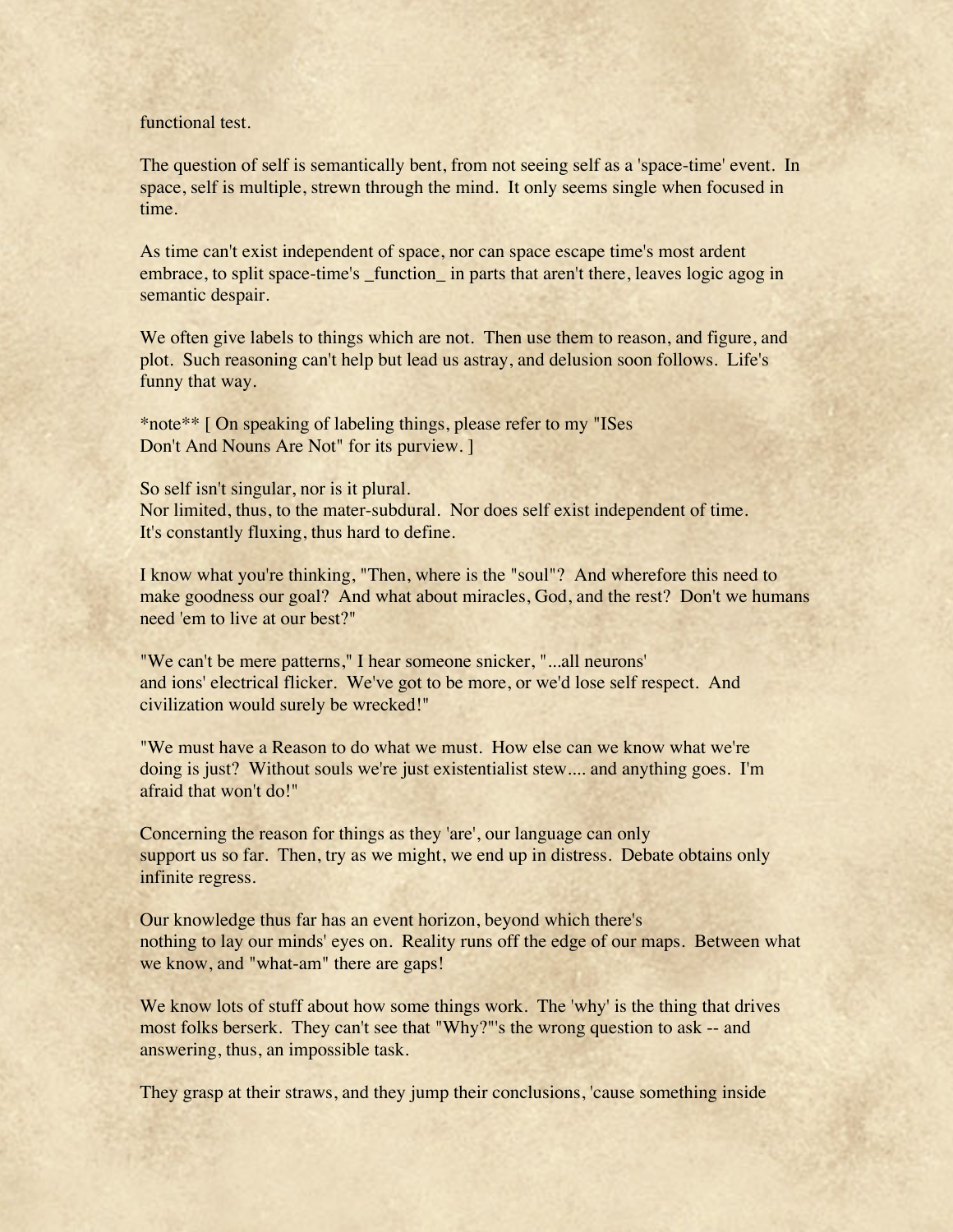functional test.

The question of self is semantically bent, from not seeing self as a 'space-time' event. In space, self is multiple, strewn through the mind. It only seems single when focused in time.

As time can't exist independent of space, nor can space escape time's most ardent embrace, to split space-time's _function_ in parts that aren't there, leaves logic agog in semantic despair.

We often give labels to things which are not. Then use them to reason, and figure, and plot. Such reasoning can't help but lead us astray, and delusion soon follows. Life's funny that way.

*note** [ On speaking of labeling things, please refer to my "ISes Don't And Nouns Are Not" for its purview. ]

So self isn't singular, nor is it plural.
Nor limited, thus, to the mater-subdural. Nor does self exist independent of time.
It's constantly fluxing, thus hard to define.

I know what you're thinking, "Then, where is the "soul"? And wherefore this need to make goodness our goal? And what about miracles, God, and the rest? Don't we humans need 'em to live at our best?"

"We can't be mere patterns," I hear someone snicker, "...all neurons' and ions' electrical flicker. We've got to be more, or we'd lose self respect. And civilization would surely be wrecked!"

"We must have a Reason to do what we must. How else can we know what we're doing is just? Without souls we're just existentialist stew.... and anything goes. I'm afraid that won't do!"

Concerning the reason for things as they 'are', our language can only support us so far. Then, try as we might, we end up in distress. Debate obtains only infinite regress.

Our knowledge thus far has an event horizon, beyond which there's nothing to lay our minds' eyes on. Reality runs off the edge of our maps. Between what we know, and "what-am" there are gaps!

We know lots of stuff about how some things work. The 'why' is the thing that drives most folks berserk. They can't see that "Why?"'s the wrong question to ask -- and answering, thus, an impossible task.

They grasp at their straws, and they jump their conclusions, 'cause something inside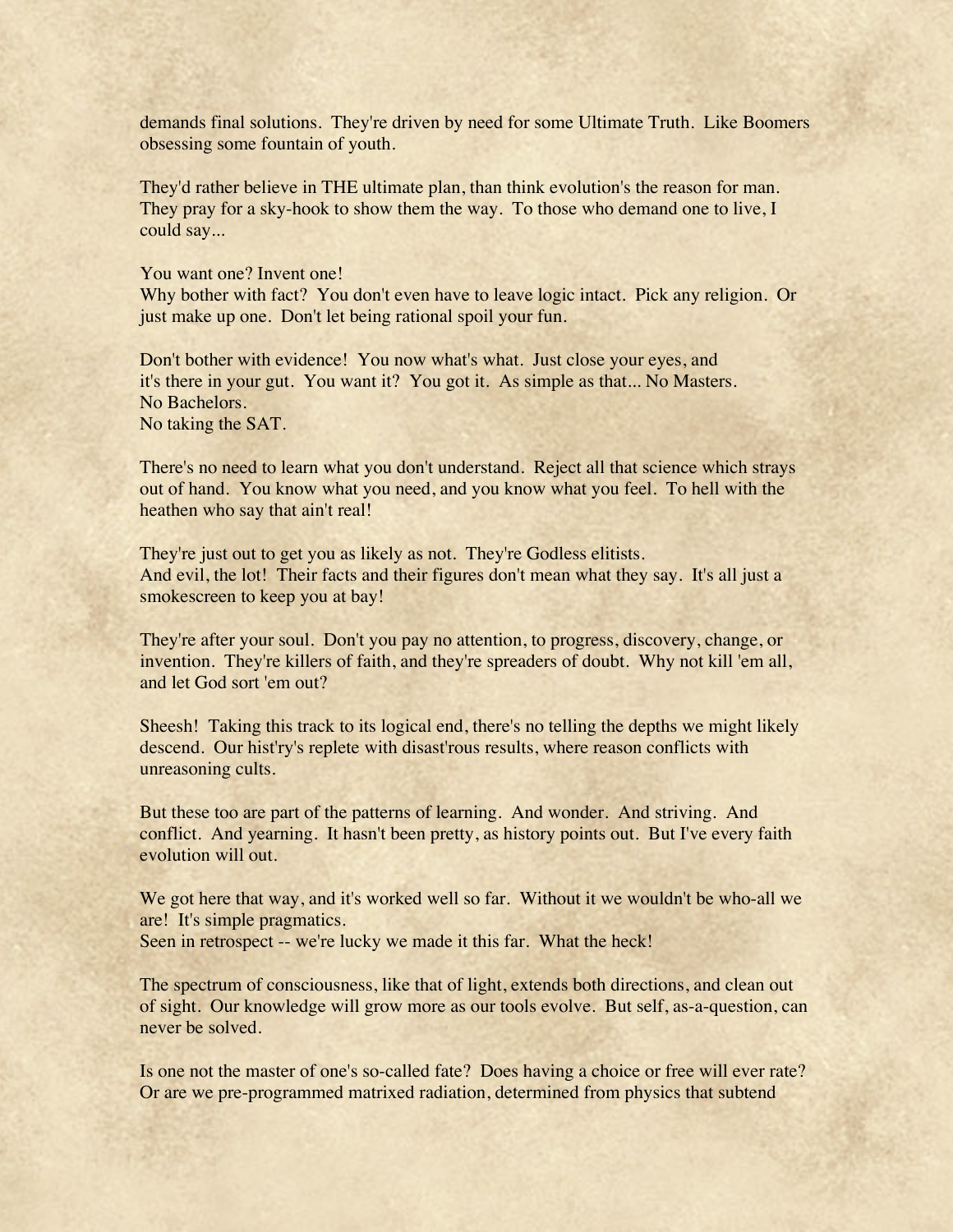demands final solutions. They're driven by need for some Ultimate Truth. Like Boomers obsessing some fountain of youth.

They'd rather believe in THE ultimate plan, than think evolution's the reason for man. They pray for a sky-hook to show them the way. To those who demand one to live, I could say...

You want one? Invent one!
Why bother with fact? You don't even have to leave logic intact. Pick any religion. Or just make up one. Don't let being rational spoil your fun.

Don't bother with evidence! You now what's what. Just close your eyes, and it's there in your gut. You want it? You got it. As simple as that... No Masters.
No Bachelors.
No taking the SAT.

There's no need to learn what you don't understand. Reject all that science which strays out of hand. You know what you need, and you know what you feel. To hell with the heathen who say that ain't real!

They're just out to get you as likely as not. They're Godless elitists.
And evil, the lot! Their facts and their figures don't mean what they say. It's all just a smokescreen to keep you at bay!

They're after your soul. Don't you pay no attention, to progress, discovery, change, or invention. They're killers of faith, and they're spreaders of doubt. Why not kill 'em all, and let God sort 'em out?

Sheesh! Taking this track to its logical end, there's no telling the depths we might likely descend. Our hist'ry's replete with disast'rous results, where reason conflicts with unreasoning cults.

But these too are part of the patterns of learning. And wonder. And striving. And conflict. And yearning. It hasn't been pretty, as history points out. But I've every faith evolution will out.

We got here that way, and it's worked well so far. Without it we wouldn't be who-all we are! It's simple pragmatics.
Seen in retrospect -- we're lucky we made it this far. What the heck!

The spectrum of consciousness, like that of light, extends both directions, and clean out of sight. Our knowledge will grow more as our tools evolve. But self, as-a-question, can never be solved.

Is one not the master of one's so-called fate? Does having a choice or free will ever rate? Or are we pre-programmed matrixed radiation, determined from physics that subtend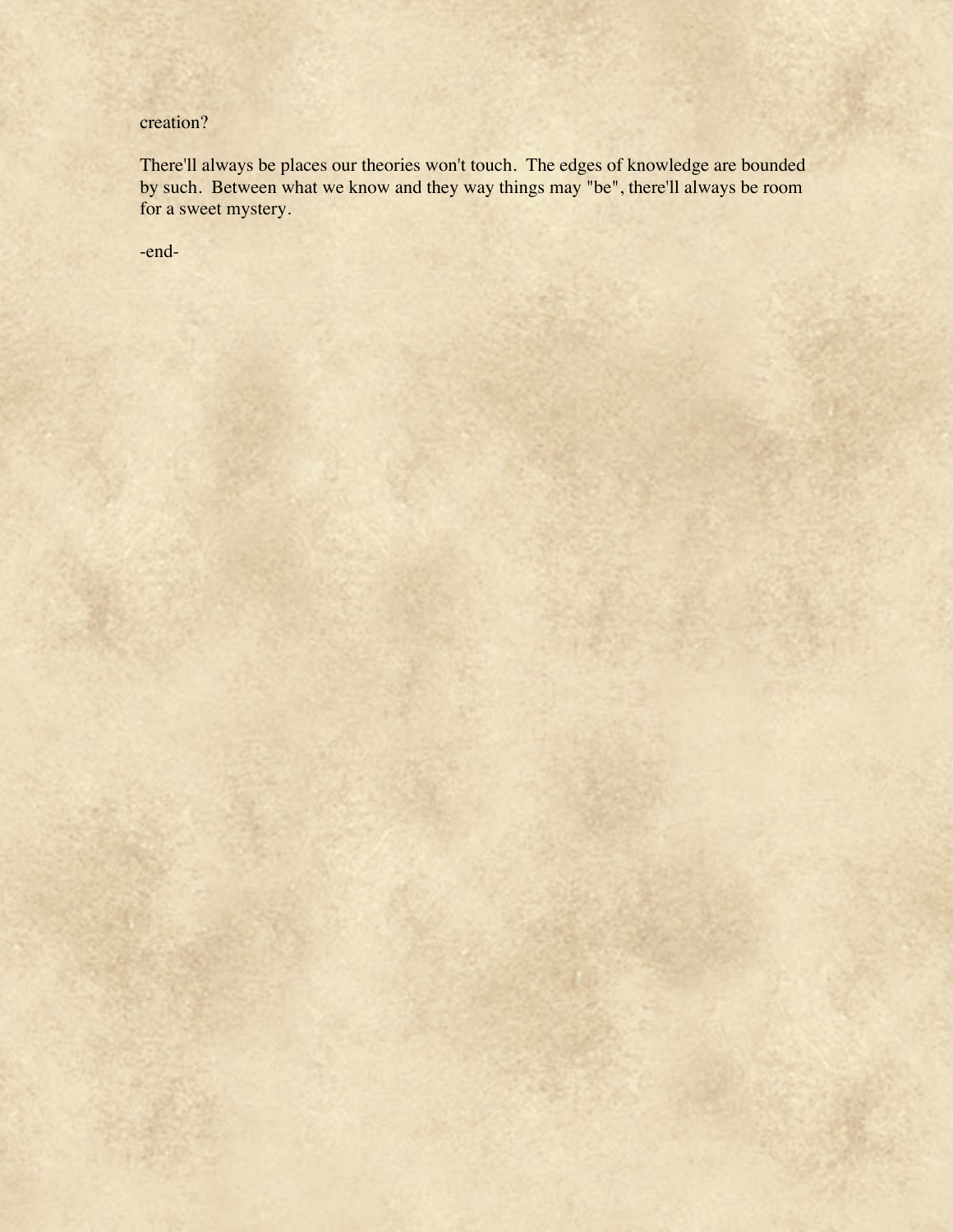creation?

There'll always be places our theories won't touch. The edges of knowledge are bounded by such. Between what we know and they way things may "be", there'll always be room for a sweet mystery.

-end-